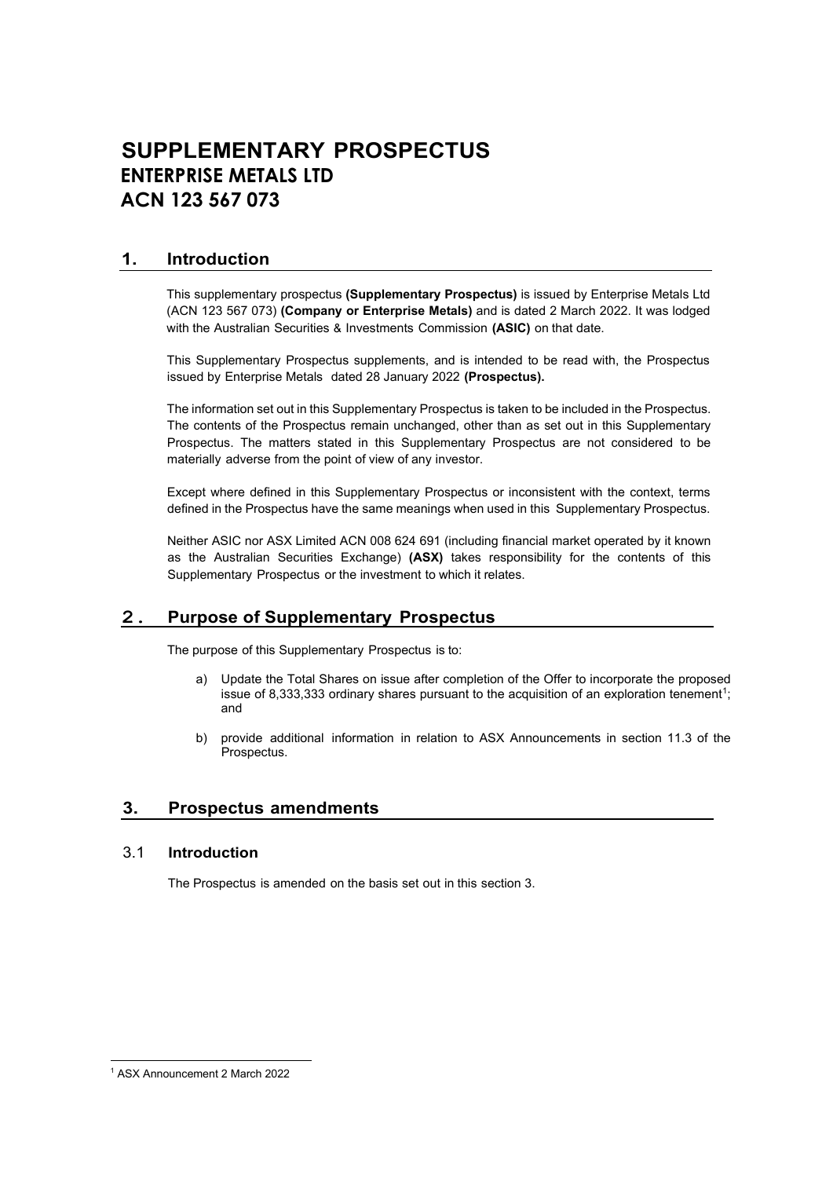# SUPPLEMENTARY PROSPECTUS
## ENTERPRISE METALS LTD
## ACN 123 567 073

## 1. Introduction

This supplementary prospectus **(Supplementary Prospectus)** is issued by Enterprise Metals Ltd (ACN 123 567 073) **(Company or Enterprise Metals)** and is dated 2 March 2022. It was lodged with the Australian Securities & Investments Commission **(ASIC)** on that date.

This Supplementary Prospectus supplements, and is intended to be read with, the Prospectus issued by Enterprise Metals dated 28 January 2022 **(Prospectus).**

The information set out in this Supplementary Prospectus is taken to be included in the Prospectus. The contents of the Prospectus remain unchanged, other than as set out in this Supplementary Prospectus. The matters stated in this Supplementary Prospectus are not considered to be materially adverse from the point of view of any investor.

Except where defined in this Supplementary Prospectus or inconsistent with the context, terms defined in the Prospectus have the same meanings when used in this Supplementary Prospectus.

Neither ASIC nor ASX Limited ACN 008 624 691 (including financial market operated by it known as the Australian Securities Exchange) **(ASX)** takes responsibility for the contents of this Supplementary Prospectus or the investment to which it relates.

## 2. Purpose of Supplementary Prospectus

The purpose of this Supplementary Prospectus is to:

a) Update the Total Shares on issue after completion of the Offer to incorporate the proposed issue of 8,333,333 ordinary shares pursuant to the acquisition of an exploration tenement[1]; and

b) provide additional information in relation to ASX Announcements in section 11.3 of the Prospectus.

## 3. Prospectus amendments

### 3.1 Introduction

The Prospectus is amended on the basis set out in this section 3.

[1] ASX Announcement 2 March 2022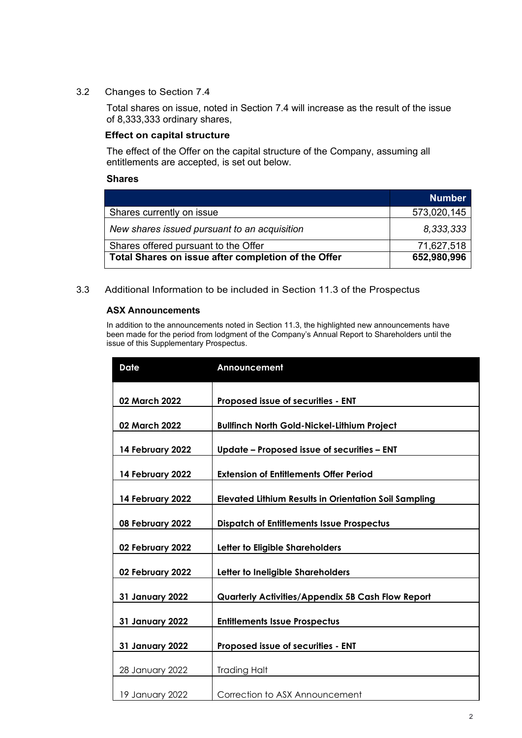3.2 Changes to Section 7.4

Total shares on issue, noted in Section 7.4 will increase as the result of the issue of 8,333,333 ordinary shares,

**Effect on capital structure**

The effect of the Offer on the capital structure of the Company, assuming all entitlements are accepted, is set out below.

**Shares**

| | Number |
|---|---|
| Shares currently on issue | 573,020,145 |
| *New shares issued pursuant to an acquisition* | *8,333,333* |
| Shares offered pursuant to the Offer | 71,627,518 |
| **Total Shares on issue after completion of the Offer** | **652,980,996** |

3.3 Additional Information to be included in Section 11.3 of the Prospectus

**ASX Announcements**

In addition to the announcements noted in Section 11.3, the highlighted new announcements have been made for the period from lodgment of the Company's Annual Report to Shareholders until the issue of this Supplementary Prospectus.

| Date | Announcement |
|---|---|
| **02 March 2022** | **Proposed issue of securities - ENT** |
| **02 March 2022** | **Bullfinch North Gold-Nickel-Lithium Project** |
| **14 February 2022** | **Update – Proposed issue of securities – ENT** |
| **14 February 2022** | **Extension of Entitlements Offer Period** |
| **14 February 2022** | **Elevated Lithium Results in Orientation Soil Sampling** |
| **08 February 2022** | **Dispatch of Entitlements Issue Prospectus** |
| **02 February 2022** | **Letter to Eligible Shareholders** |
| **02 February 2022** | **Letter to Ineligible Shareholders** |
| **31 January 2022** | **Quarterly Activities/Appendix 5B Cash Flow Report** |
| **31 January 2022** | **Entitlements Issue Prospectus** |
| **31 January 2022** | **Proposed issue of securities - ENT** |
| 28 January 2022 | Trading Halt |
| 19 January 2022 | Correction to ASX Announcement |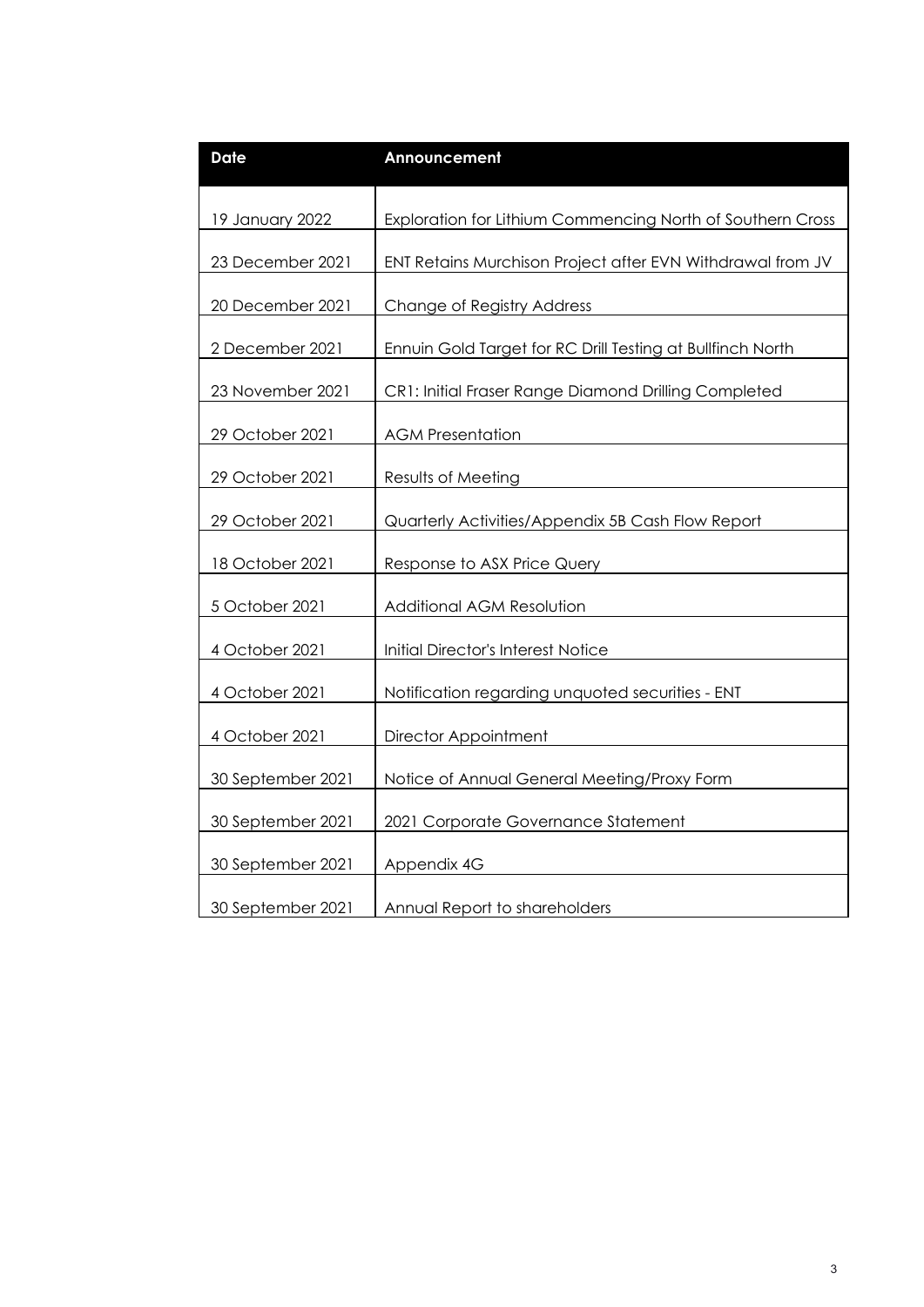| Date | Announcement |
| --- | --- |
| 19 January 2022 | Exploration for Lithium Commencing North of Southern Cross |
| 23 December 2021 | ENT Retains Murchison Project after EVN Withdrawal from JV |
| 20 December 2021 | Change of Registry Address |
| 2 December 2021 | Ennuin Gold Target for RC Drill Testing at Bullfinch North |
| 23 November 2021 | CR1: Initial Fraser Range Diamond Drilling Completed |
| 29 October 2021 | AGM Presentation |
| 29 October 2021 | Results of Meeting |
| 29 October 2021 | Quarterly Activities/Appendix 5B Cash Flow Report |
| 18 October 2021 | Response to ASX Price Query |
| 5 October 2021 | Additional AGM Resolution |
| 4 October 2021 | Initial Director's Interest Notice |
| 4 October 2021 | Notification regarding unquoted securities - ENT |
| 4 October 2021 | Director Appointment |
| 30 September 2021 | Notice of Annual General Meeting/Proxy Form |
| 30 September 2021 | 2021 Corporate Governance Statement |
| 30 September 2021 | Appendix 4G |
| 30 September 2021 | Annual Report to shareholders |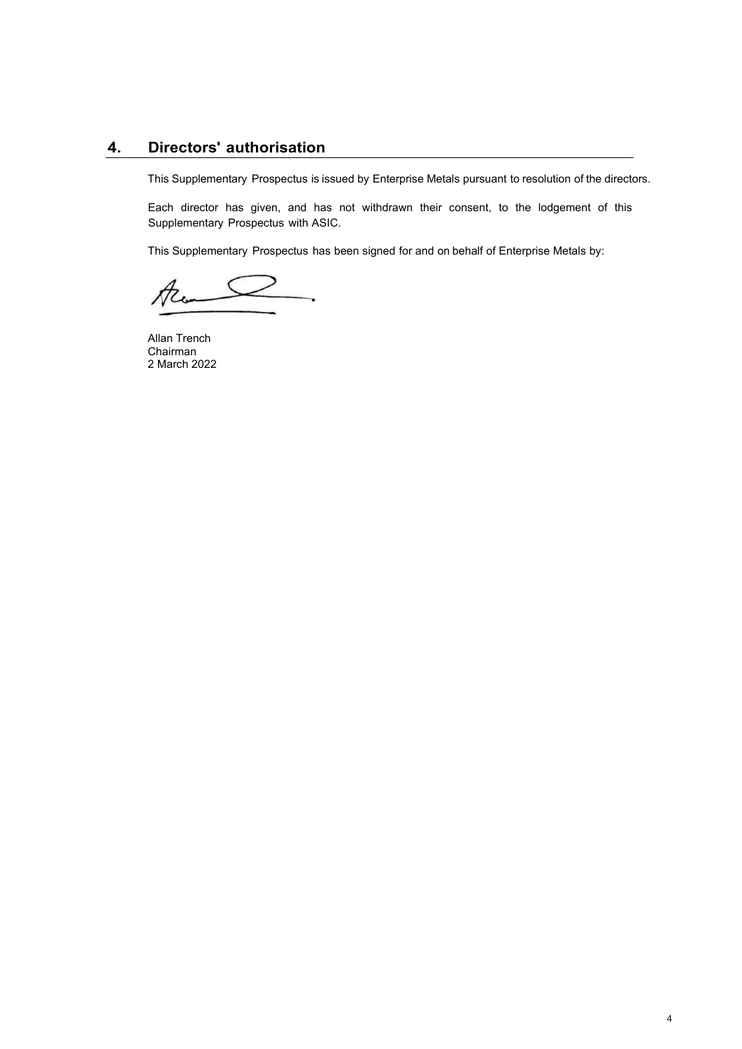## 4. Directors' authorisation

This Supplementary Prospectus is issued by Enterprise Metals pursuant to resolution of the directors.

Each director has given, and has not withdrawn their consent, to the lodgement of this Supplementary Prospectus with ASIC.

This Supplementary Prospectus has been signed for and on behalf of Enterprise Metals by:

Allan Trench
Chairman
2 March 2022